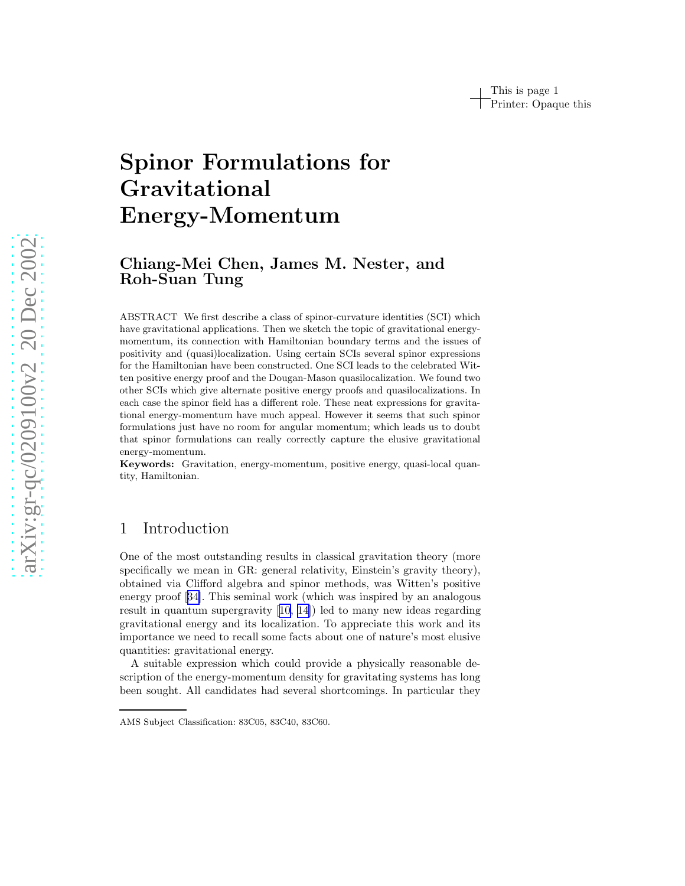# Spinor Formulations for Gravitational Energy-Momentum

## Chiang-Mei Chen, James M. Nester, and Roh-Suan Tung

ABSTRACT We first describe a class of spinor-curvature identities (SCI) which have gravitational applications. Then we sketch the topic of gravitational energy-momentum, its connection with Hamiltonian boundary terms and the issues of positivity and (quasi)localization. Using certain SCIs several spinor expressions for the Hamiltonian have been constructed. One SCI leads to the celebrated Witten positive energy proof and the Dougan-Mason quasilocalization. We found two other SCIs which give alternate positive energy proofs and quasilocalizations. In each case the spinor field has a different role. These neat expressions for gravitational energy-momentum have much appeal. However it seems that such spinor formulations just have no room for angular momentum; which leads us to doubt that spinor formulations can really correctly capture the elusive gravitational energy-momentum.

**Keywords:** Gravitation, energy-momentum, positive energy, quasi-local quantity, Hamiltonian.

## 1 Introduction

One of the most outstanding results in classical gravitation theory (more specifically we mean in GR: general relativity, Einstein's gravity theory), obtained via Clifford algebra and spinor methods, was Witten's positive energy proof [34]. This seminal work (which was inspired by an analogous result in quantum supergravity [10, 14]) led to many new ideas regarding gravitational energy and its localization. To appreciate this work and its importance we need to recall some facts about one of nature's most elusive quantities: gravitational energy.

A suitable expression which could provide a physically reasonable description of the energy-momentum density for gravitating systems has long been sought. All candidates had several shortcomings. In particular they

AMS Subject Classification: 83C05, 83C40, 83C60.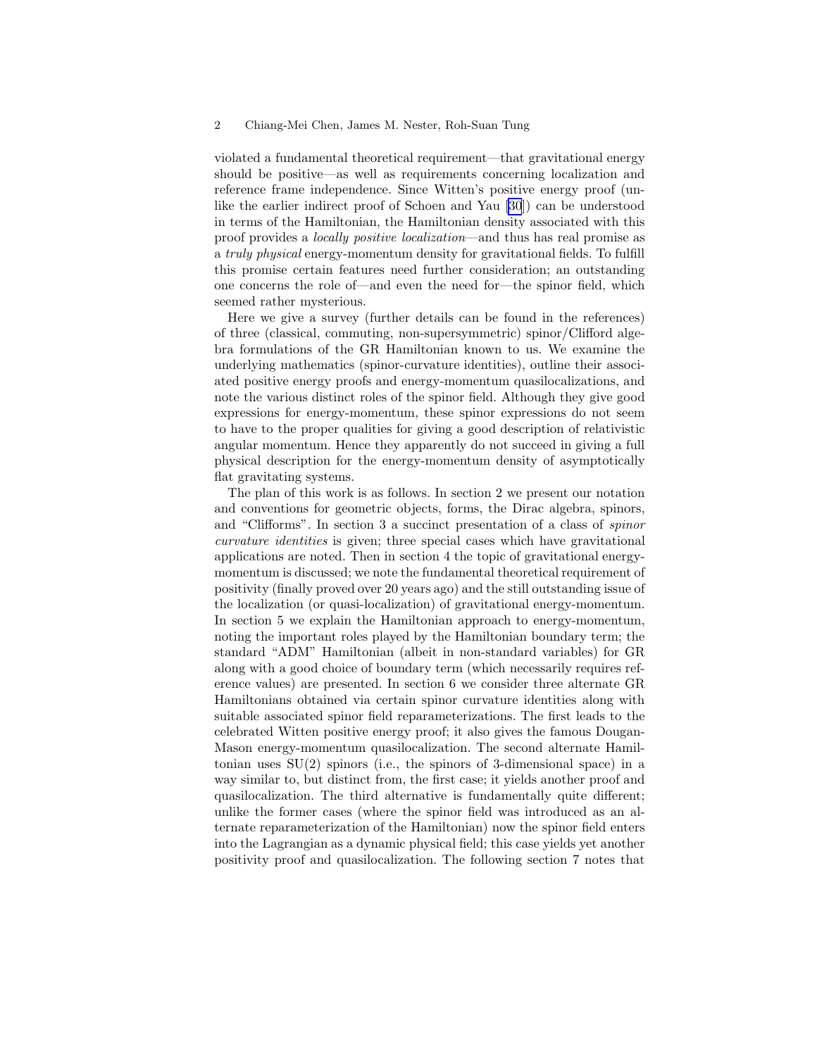violated a fundamental theoretical requirement—that gravitational energy should be positive—as well as requirements concerning localization and reference frame independence. Since Witten's positive energy proof (unlike the earlier indirect proof of Schoen and Yau [30]) can be understood in terms of the Hamiltonian, the Hamiltonian density associated with this proof provides a *locally positive localization*—and thus has real promise as a *truly physical* energy-momentum density for gravitational fields. To fulfill this promise certain features need further consideration; an outstanding one concerns the role of—and even the need for—the spinor field, which seemed rather mysterious.

Here we give a survey (further details can be found in the references) of three (classical, commuting, non-supersymmetric) spinor/Clifford algebra formulations of the GR Hamiltonian known to us. We examine the underlying mathematics (spinor-curvature identities), outline their associated positive energy proofs and energy-momentum quasilocalizations, and note the various distinct roles of the spinor field. Although they give good expressions for energy-momentum, these spinor expressions do not seem to have to the proper qualities for giving a good description of relativistic angular momentum. Hence they apparently do not succeed in giving a full physical description for the energy-momentum density of asymptotically flat gravitating systems.

The plan of this work is as follows. In section 2 we present our notation and conventions for geometric objects, forms, the Dirac algebra, spinors, and "Clifforms". In section 3 a succinct presentation of a class of *spinor curvature identities* is given; three special cases which have gravitational applications are noted. Then in section 4 the topic of gravitational energy-momentum is discussed; we note the fundamental theoretical requirement of positivity (finally proved over 20 years ago) and the still outstanding issue of the localization (or quasi-localization) of gravitational energy-momentum. In section 5 we explain the Hamiltonian approach to energy-momentum, noting the important roles played by the Hamiltonian boundary term; the standard "ADM" Hamiltonian (albeit in non-standard variables) for GR along with a good choice of boundary term (which necessarily requires reference values) are presented. In section 6 we consider three alternate GR Hamiltonians obtained via certain spinor curvature identities along with suitable associated spinor field reparameterizations. The first leads to the celebrated Witten positive energy proof; it also gives the famous Dougan-Mason energy-momentum quasilocalization. The second alternate Hamiltonian uses SU(2) spinors (i.e., the spinors of 3-dimensional space) in a way similar to, but distinct from, the first case; it yields another proof and quasilocalization. The third alternative is fundamentally quite different; unlike the former cases (where the spinor field was introduced as an alternate reparameterization of the Hamiltonian) now the spinor field enters into the Lagrangian as a dynamic physical field; this case yields yet another positivity proof and quasilocalization. The following section 7 notes that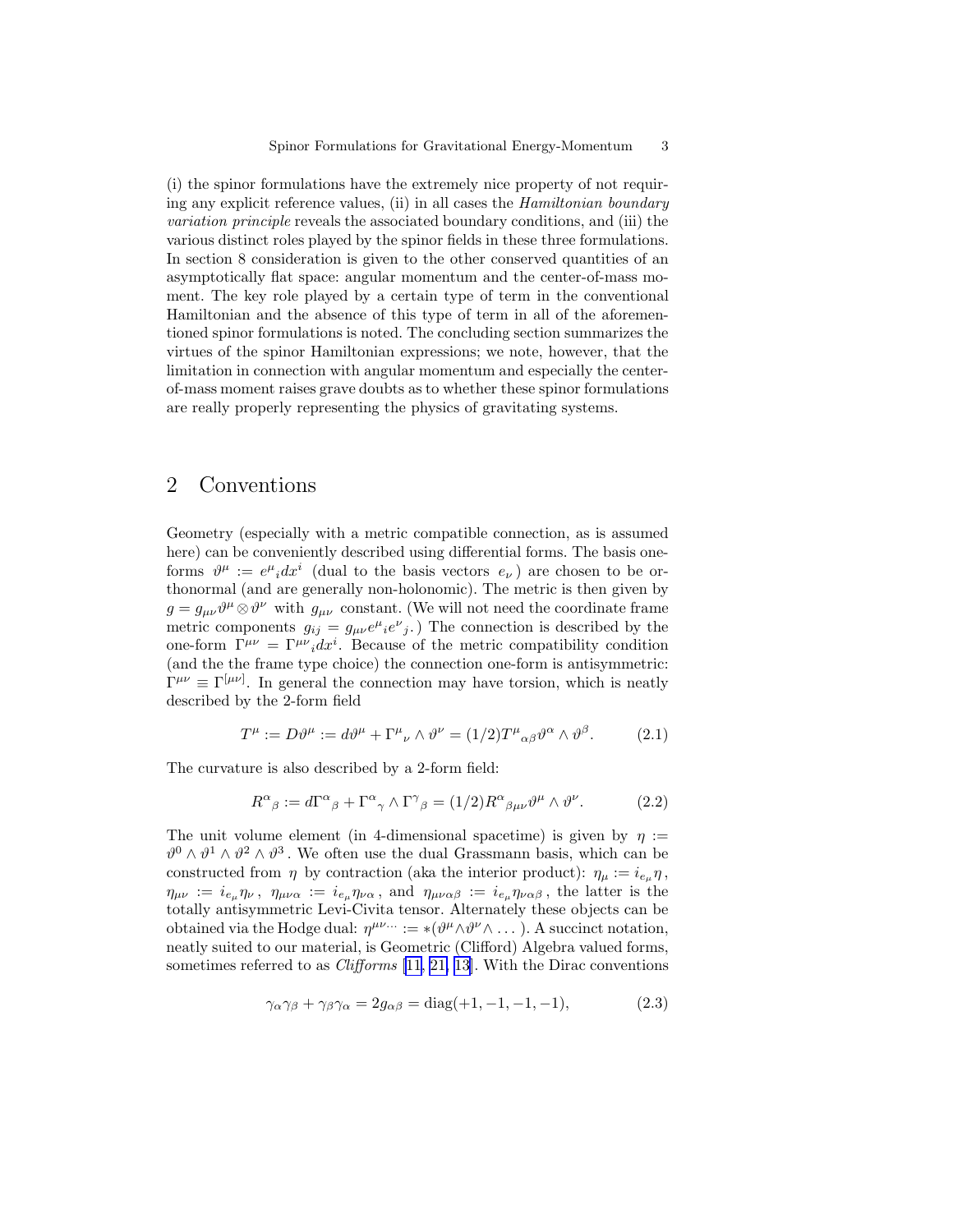(i) the spinor formulations have the extremely nice property of not requiring any explicit reference values, (ii) in all cases the *Hamiltonian boundary variation principle* reveals the associated boundary conditions, and (iii) the various distinct roles played by the spinor fields in these three formulations. In section 8 consideration is given to the other conserved quantities of an asymptotically flat space: angular momentum and the center-of-mass moment. The key role played by a certain type of term in the conventional Hamiltonian and the absence of this type of term in all of the aforementioned spinor formulations is noted. The concluding section summarizes the virtues of the spinor Hamiltonian expressions; we note, however, that the limitation in connection with angular momentum and especially the center-of-mass moment raises grave doubts as to whether these spinor formulations are really properly representing the physics of gravitating systems.

## 2 Conventions

Geometry (especially with a metric compatible connection, as is assumed here) can be conveniently described using differential forms. The basis one-forms $\vartheta^\mu := e^\mu{}_i dx^i$ (dual to the basis vectors $e_\nu$) are chosen to be orthonormal (and are generally non-holonomic). The metric is then given by $g = g_{\mu\nu}\vartheta^\mu \otimes \vartheta^\nu$ with $g_{\mu\nu}$ constant. (We will not need the coordinate frame metric components $g_{ij} = g_{\mu\nu}e^\mu{}_i e^\nu{}_j$.) The connection is described by the one-form $\Gamma^{\mu\nu} = \Gamma^{\mu\nu}{}_i dx^i$. Because of the metric compatibility condition (and the the frame type choice) the connection one-form is antisymmetric: $\Gamma^{\mu\nu} \equiv \Gamma^{[\mu\nu]}$. In general the connection may have torsion, which is neatly described by the 2-form field

$$T^\mu := D\vartheta^\mu := d\vartheta^\mu + \Gamma^\mu{}_\nu \wedge \vartheta^\nu = (1/2)T^\mu{}_{\alpha\beta}\vartheta^\alpha \wedge \vartheta^\beta. \tag{2.1}$$

The curvature is also described by a 2-form field:

$$R^\alpha{}_\beta := d\Gamma^\alpha{}_\beta + \Gamma^\alpha{}_\gamma \wedge \Gamma^\gamma{}_\beta = (1/2)R^\alpha{}_{\beta\mu\nu}\vartheta^\mu \wedge \vartheta^\nu. \tag{2.2}$$

The unit volume element (in 4-dimensional spacetime) is given by $\eta := \vartheta^0 \wedge \vartheta^1 \wedge \vartheta^2 \wedge \vartheta^3$. We often use the dual Grassmann basis, which can be constructed from $\eta$ by contraction (aka the interior product): $\eta_\mu := i_{e_\mu}\eta$, $\eta_{\mu\nu} := i_{e_\mu}\eta_\nu$, $\eta_{\mu\nu\alpha} := i_{e_\mu}\eta_{\nu\alpha}$, and $\eta_{\mu\nu\alpha\beta} := i_{e_\mu}\eta_{\nu\alpha\beta}$, the latter is the totally antisymmetric Levi-Civita tensor. Alternately these objects can be obtained via the Hodge dual: $\eta^{\mu\nu\cdots} := *(\vartheta^\mu \wedge \vartheta^\nu \wedge \dots)$. A succinct notation, neatly suited to our material, is Geometric (Clifford) Algebra valued forms, sometimes referred to as *Clifforms* [11, 21, 13]. With the Dirac conventions

$$\gamma_\alpha\gamma_\beta + \gamma_\beta\gamma_\alpha = 2g_{\alpha\beta} = \mathrm{diag}(+1, -1, -1, -1), \tag{2.3}$$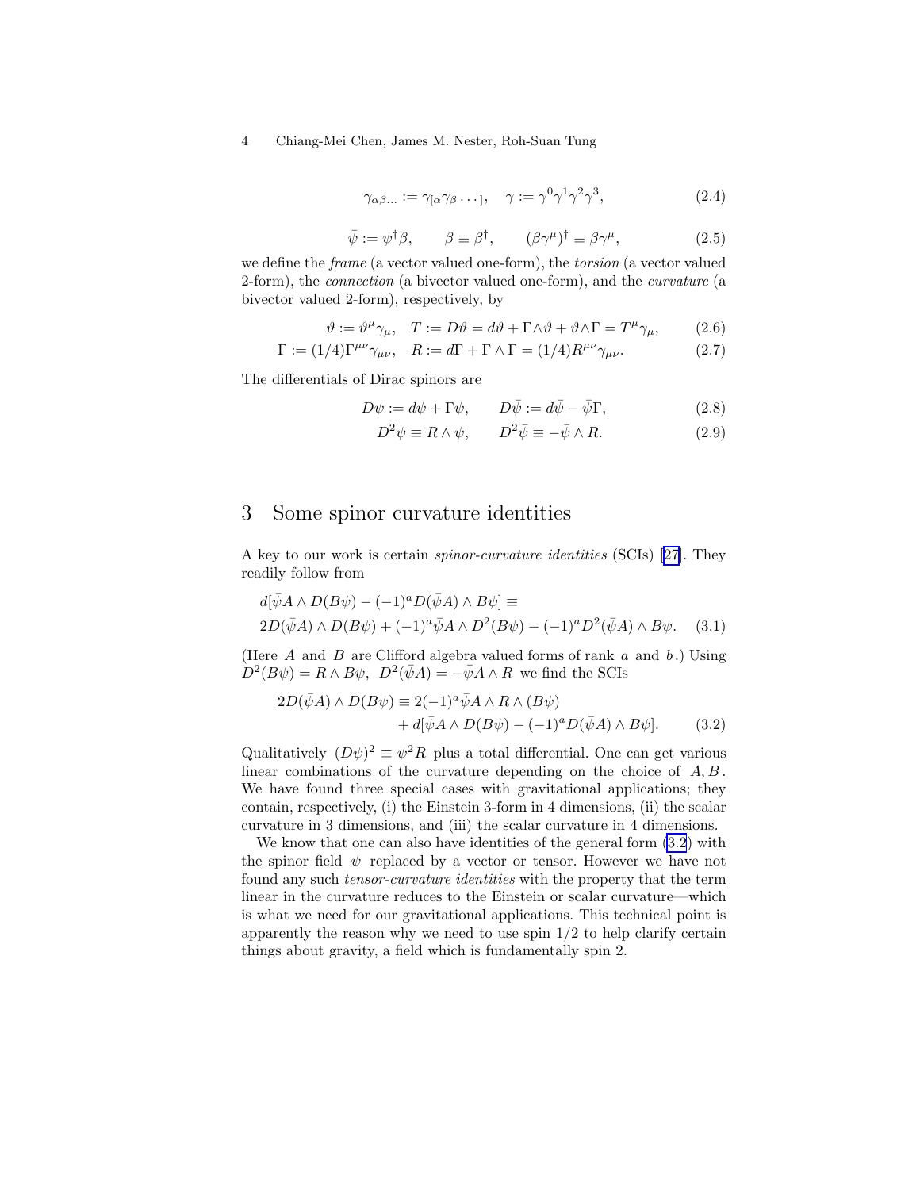$$\gamma_{\alpha\beta\ldots} := \gamma_{[\alpha}\gamma_{\beta}\cdots_{]}, \quad \gamma := \gamma^0\gamma^1\gamma^2\gamma^3, \tag{2.4}$$

$$\bar{\psi} := \psi^\dagger\beta, \qquad \beta \equiv \beta^\dagger, \qquad (\beta\gamma^\mu)^\dagger \equiv \beta\gamma^\mu, \tag{2.5}$$

we define the *frame* (a vector valued one-form), the *torsion* (a vector valued 2-form), the *connection* (a bivector valued one-form), and the *curvature* (a bivector valued 2-form), respectively, by

$$\vartheta := \vartheta^\mu\gamma_\mu, \quad T := D\vartheta = d\vartheta + \Gamma\wedge\vartheta + \vartheta\wedge\Gamma = T^\mu\gamma_\mu, \tag{2.6}$$

$$\Gamma := (1/4)\Gamma^{\mu\nu}\gamma_{\mu\nu}, \quad R := d\Gamma + \Gamma\wedge\Gamma = (1/4)R^{\mu\nu}\gamma_{\mu\nu}. \tag{2.7}$$

The differentials of Dirac spinors are

$$D\psi := d\psi + \Gamma\psi, \qquad D\bar{\psi} := d\bar{\psi} - \bar{\psi}\Gamma, \tag{2.8}$$

$$D^2\psi \equiv R\wedge\psi, \qquad D^2\bar{\psi} \equiv -\bar{\psi}\wedge R. \tag{2.9}$$

# 3 Some spinor curvature identities

A key to our work is certain *spinor-curvature identities* (SCIs) [27]. They readily follow from

$$d[\bar{\psi}A\wedge D(B\psi) - (-1)^a D(\bar{\psi}A)\wedge B\psi] \equiv$$
$$2D(\bar{\psi}A)\wedge D(B\psi) + (-1)^a\bar{\psi}A\wedge D^2(B\psi) - (-1)^a D^2(\bar{\psi}A)\wedge B\psi. \tag{3.1}$$

(Here $A$ and $B$ are Clifford algebra valued forms of rank $a$ and $b$.) Using $D^2(B\psi) = R\wedge B\psi$, $D^2(\bar{\psi}A) = -\bar{\psi}A\wedge R$ we find the SCIs

$$2D(\bar{\psi}A)\wedge D(B\psi) \equiv 2(-1)^a\bar{\psi}A\wedge R\wedge(B\psi)$$
$$+ d[\bar{\psi}A\wedge D(B\psi) - (-1)^a D(\bar{\psi}A)\wedge B\psi]. \tag{3.2}$$

Qualitatively $(D\psi)^2 \equiv \psi^2 R$ plus a total differential. One can get various linear combinations of the curvature depending on the choice of $A, B$. We have found three special cases with gravitational applications; they contain, respectively, (i) the Einstein 3-form in 4 dimensions, (ii) the scalar curvature in 3 dimensions, and (iii) the scalar curvature in 4 dimensions.

We know that one can also have identities of the general form (3.2) with the spinor field $\psi$ replaced by a vector or tensor. However we have not found any such *tensor-curvature identities* with the property that the term linear in the curvature reduces to the Einstein or scalar curvature—which is what we need for our gravitational applications. This technical point is apparently the reason why we need to use spin 1/2 to help clarify certain things about gravity, a field which is fundamentally spin 2.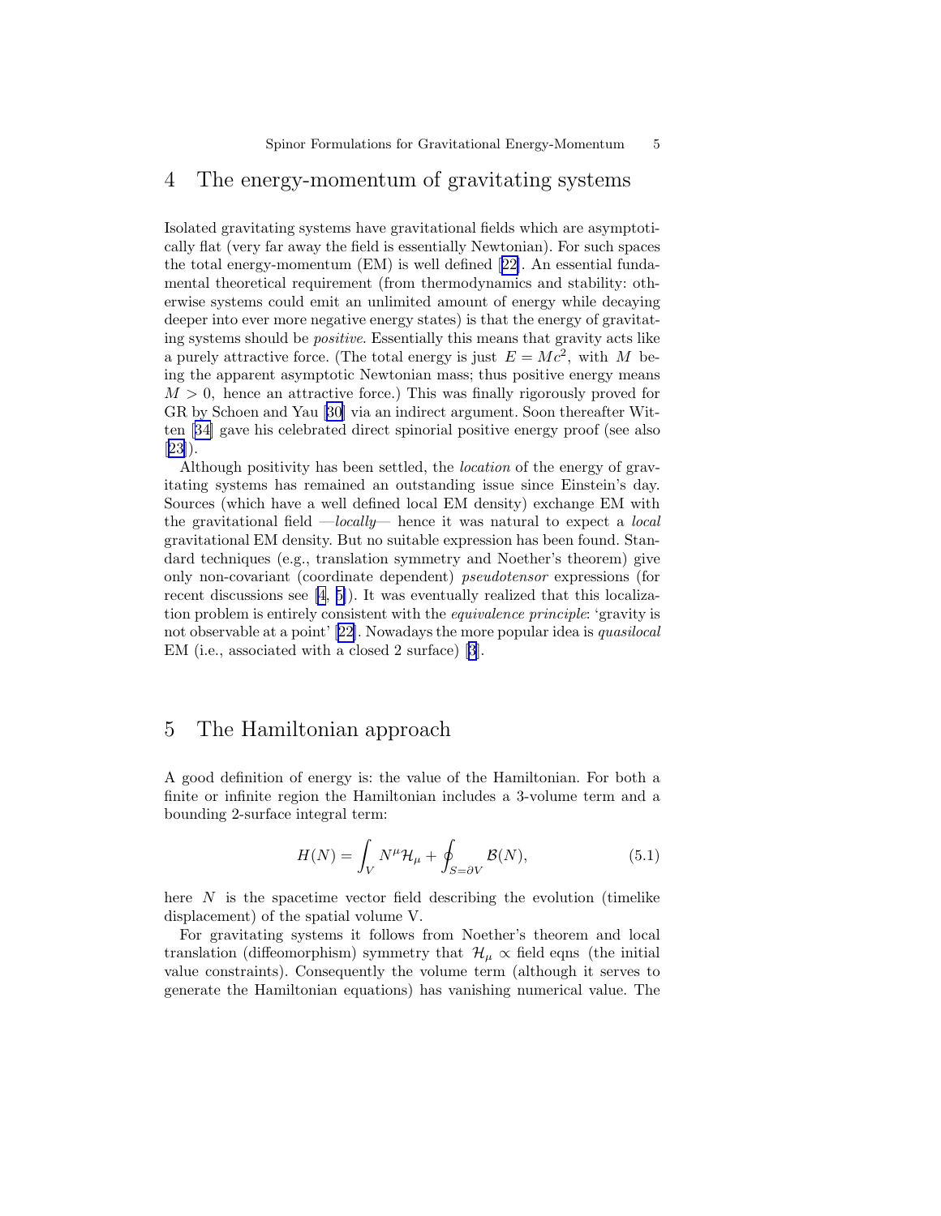## 4 The energy-momentum of gravitating systems

Isolated gravitating systems have gravitational fields which are asymptotically flat (very far away the field is essentially Newtonian). For such spaces the total energy-momentum (EM) is well defined [22]. An essential fundamental theoretical requirement (from thermodynamics and stability: otherwise systems could emit an unlimited amount of energy while decaying deeper into ever more negative energy states) is that the energy of gravitating systems should be *positive*. Essentially this means that gravity acts like a purely attractive force. (The total energy is just $E = Mc^2$, with $M$ being the apparent asymptotic Newtonian mass; thus positive energy means $M > 0$, hence an attractive force.) This was finally rigorously proved for GR by Schoen and Yau [30] via an indirect argument. Soon thereafter Witten [34] gave his celebrated direct spinorial positive energy proof (see also [23]).

Although positivity has been settled, the *location* of the energy of gravitating systems has remained an outstanding issue since Einstein's day. Sources (which have a well defined local EM density) exchange EM with the gravitational field —*locally*— hence it was natural to expect a *local* gravitational EM density. But no suitable expression has been found. Standard techniques (e.g., translation symmetry and Noether's theorem) give only non-covariant (coordinate dependent) *pseudotensor* expressions (for recent discussions see [4, 5]). It was eventually realized that this localization problem is entirely consistent with the *equivalence principle*: 'gravity is not observable at a point' [22]. Nowadays the more popular idea is *quasilocal* EM (i.e., associated with a closed 2 surface) [3].

## 5 The Hamiltonian approach

A good definition of energy is: the value of the Hamiltonian. For both a finite or infinite region the Hamiltonian includes a 3-volume term and a bounding 2-surface integral term:

$$H(N) = \int_V N^\mu \mathcal{H}_\mu + \oint_{S=\partial V} \mathcal{B}(N), \tag{5.1}$$

here $N$ is the spacetime vector field describing the evolution (timelike displacement) of the spatial volume V.

For gravitating systems it follows from Noether's theorem and local translation (diffeomorphism) symmetry that $\mathcal{H}_\mu \propto$ field eqns (the initial value constraints). Consequently the volume term (although it serves to generate the Hamiltonian equations) has vanishing numerical value. The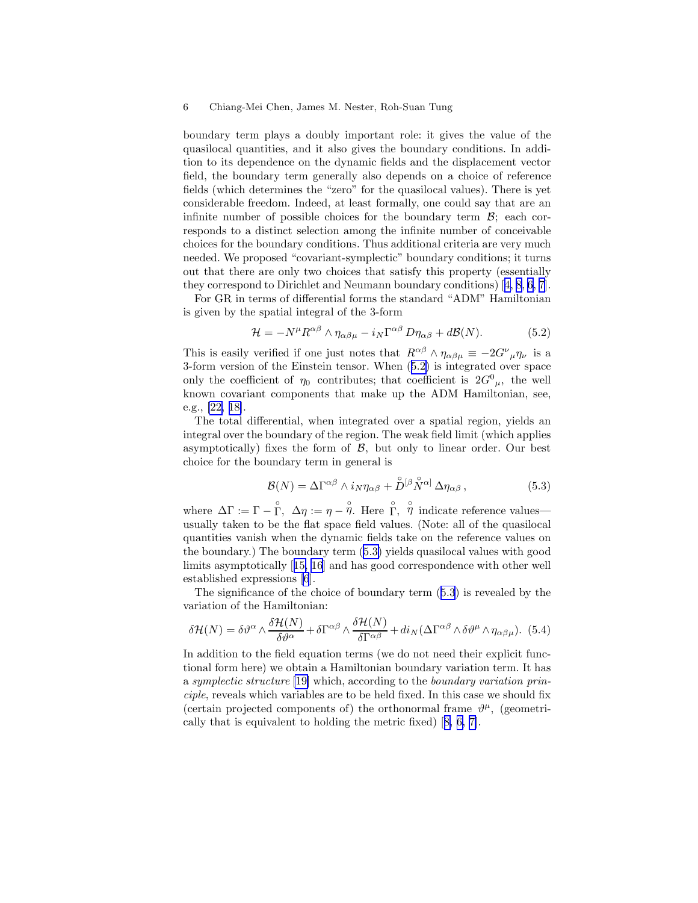boundary term plays a doubly important role: it gives the value of the quasilocal quantities, and it also gives the boundary conditions. In addition to its dependence on the dynamic fields and the displacement vector field, the boundary term generally also depends on a choice of reference fields (which determines the "zero" for the quasilocal values). There is yet considerable freedom. Indeed, at least formally, one could say that are an infinite number of possible choices for the boundary term $\mathcal{B}$; each corresponds to a distinct selection among the infinite number of conceivable choices for the boundary conditions. Thus additional criteria are very much needed. We proposed "covariant-symplectic" boundary conditions; it turns out that there are only two choices that satisfy this property (essentially they correspond to Dirichlet and Neumann boundary conditions) [4, 8, 6, 7].

For GR in terms of differential forms the standard "ADM" Hamiltonian is given by the spatial integral of the 3-form

$$\mathcal{H} = -N^\mu R^{\alpha\beta} \wedge \eta_{\alpha\beta\mu} - i_N \Gamma^{\alpha\beta}\, D\eta_{\alpha\beta} + d\mathcal{B}(N). \tag{5.2}$$

This is easily verified if one just notes that $R^{\alpha\beta} \wedge \eta_{\alpha\beta\mu} \equiv -2G^\nu{}_\mu \eta_\nu$ is a 3-form version of the Einstein tensor. When (5.2) is integrated over space only the coefficient of $\eta_0$ contributes; that coefficient is $2G^0{}_\mu$, the well known covariant components that make up the ADM Hamiltonian, see, e.g., [22, 18].

The total differential, when integrated over a spatial region, yields an integral over the boundary of the region. The weak field limit (which applies asymptotically) fixes the form of $\mathcal{B}$, but only to linear order. Our best choice for the boundary term in general is

$$\mathcal{B}(N) = \Delta\Gamma^{\alpha\beta} \wedge i_N \eta_{\alpha\beta} + \overset{\circ}{D}{}^{[\beta} \overset{\circ}{N}{}^{\alpha]}\, \Delta\eta_{\alpha\beta}\,, \tag{5.3}$$

where $\Delta\Gamma := \Gamma - \overset{\circ}{\Gamma}$, $\Delta\eta := \eta - \overset{\circ}{\eta}$. Here $\overset{\circ}{\Gamma}$, $\overset{\circ}{\eta}$ indicate reference values—usually taken to be the flat space field values. (Note: all of the quasilocal quantities vanish when the dynamic fields take on the reference values on the boundary.) The boundary term (5.3) yields quasilocal values with good limits asymptotically [15, 16] and has good correspondence with other well established expressions [6].

The significance of the choice of boundary term (5.3) is revealed by the variation of the Hamiltonian:

$$\delta\mathcal{H}(N) = \delta\vartheta^\alpha \wedge \frac{\delta\mathcal{H}(N)}{\delta\vartheta^\alpha} + \delta\Gamma^{\alpha\beta} \wedge \frac{\delta\mathcal{H}(N)}{\delta\Gamma^{\alpha\beta}} + d i_N(\Delta\Gamma^{\alpha\beta} \wedge \delta\vartheta^\mu \wedge \eta_{\alpha\beta\mu}). \tag{5.4}$$

In addition to the field equation terms (we do not need their explicit functional form here) we obtain a Hamiltonian boundary variation term. It has a *symplectic structure* [19] which, according to the *boundary variation principle*, reveals which variables are to be held fixed. In this case we should fix (certain projected components of) the orthonormal frame $\vartheta^\mu$, (geometrically that is equivalent to holding the metric fixed) [8, 6, 7].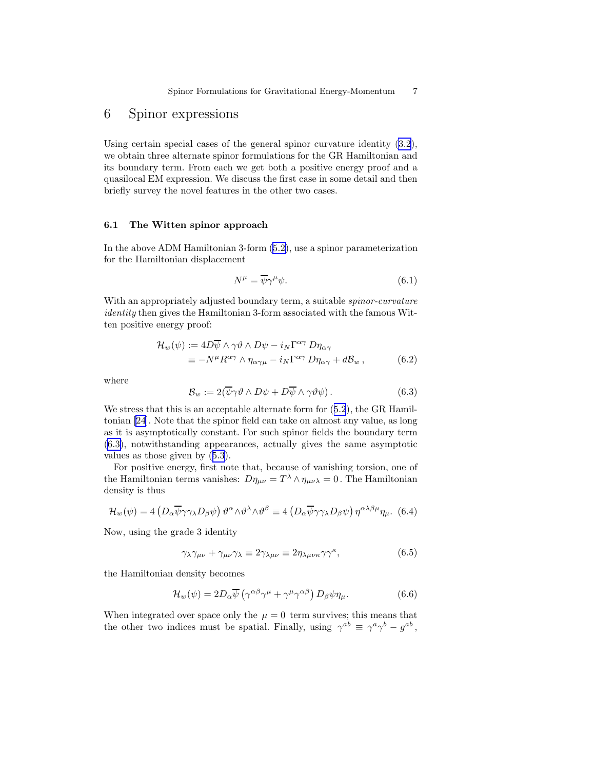# 6 Spinor expressions

Using certain special cases of the general spinor curvature identity (3.2), we obtain three alternate spinor formulations for the GR Hamiltonian and its boundary term. From each we get both a positive energy proof and a quasilocal EM expression. We discuss the first case in some detail and then briefly survey the novel features in the other two cases.

### 6.1 The Witten spinor approach

In the above ADM Hamiltonian 3-form (5.2), use a spinor parameterization for the Hamiltonian displacement

$$N^\mu = \overline{\psi}\gamma^\mu\psi. \tag{6.1}$$

With an appropriately adjusted boundary term, a suitable *spinor-curvature identity* then gives the Hamiltonian 3-form associated with the famous Witten positive energy proof:

$$\begin{aligned}\mathcal{H}_w(\psi) &:= 4D\overline{\psi}\wedge\gamma\vartheta\wedge D\psi - i_N\Gamma^{\alpha\gamma}\, D\eta_{\alpha\gamma} \\ &\equiv -N^\mu R^{\alpha\gamma}\wedge\eta_{\alpha\gamma\mu} - i_N\Gamma^{\alpha\gamma}\, D\eta_{\alpha\gamma} + d\mathcal{B}_w\,,\end{aligned} \tag{6.2}$$

where

$$\mathcal{B}_w := 2(\overline{\psi}\gamma\vartheta\wedge D\psi + D\overline{\psi}\wedge\gamma\vartheta\psi)\,. \tag{6.3}$$

We stress that this is an acceptable alternate form for (5.2), the GR Hamiltonian [24]. Note that the spinor field can take on almost any value, as long as it is asymptotically constant. For such spinor fields the boundary term (6.3), notwithstanding appearances, actually gives the same asymptotic values as those given by (5.3).

For positive energy, first note that, because of vanishing torsion, one of the Hamiltonian terms vanishes: $D\eta_{\mu\nu} = T^\lambda\wedge\eta_{\mu\nu\lambda} = 0$. The Hamiltonian density is thus

$$\mathcal{H}_w(\psi) = 4\left(D_\alpha\overline{\psi}\gamma\gamma_\lambda D_\beta\psi\right)\vartheta^\alpha\wedge\vartheta^\lambda\wedge\vartheta^\beta \equiv 4\left(D_\alpha\overline{\psi}\gamma\gamma_\lambda D_\beta\psi\right)\eta^{\alpha\lambda\beta\mu}\eta_\mu. \tag{6.4}$$

Now, using the grade 3 identity

$$\gamma_\lambda\gamma_{\mu\nu} + \gamma_{\mu\nu}\gamma_\lambda \equiv 2\gamma_{\lambda\mu\nu} \equiv 2\eta_{\lambda\mu\nu\kappa}\gamma\gamma^\kappa, \tag{6.5}$$

the Hamiltonian density becomes

$$\mathcal{H}_w(\psi) = 2D_\alpha\overline{\psi}\left(\gamma^{\alpha\beta}\gamma^\mu + \gamma^\mu\gamma^{\alpha\beta}\right)D_\beta\psi\eta_\mu. \tag{6.6}$$

When integrated over space only the $\mu = 0$ term survives; this means that the other two indices must be spatial. Finally, using $\gamma^{ab} \equiv \gamma^a\gamma^b - g^{ab}$,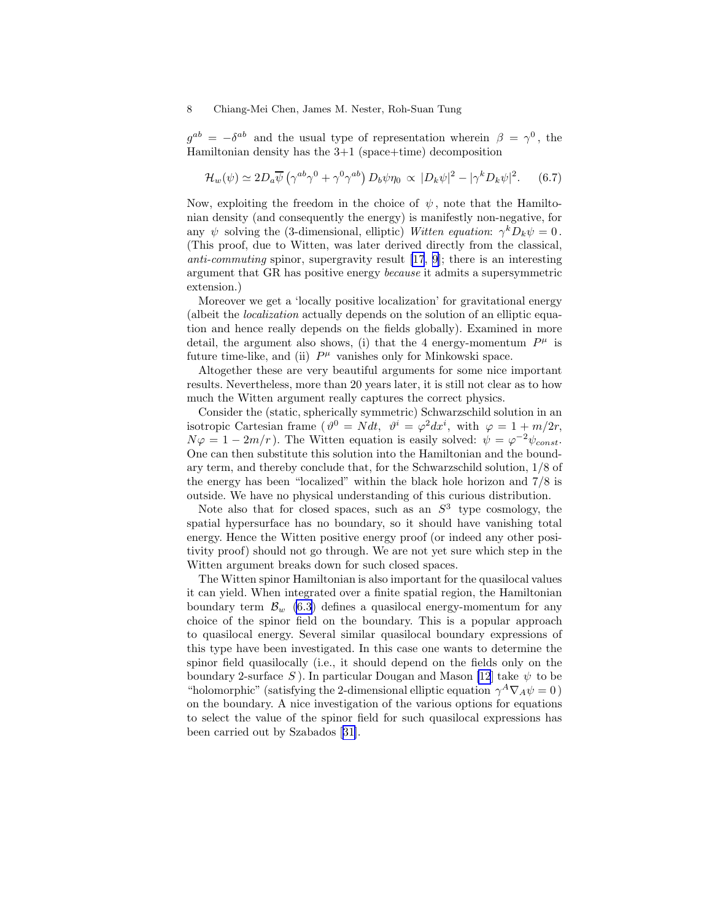$g^{ab} = -\delta^{ab}$ and the usual type of representation wherein $\beta = \gamma^0$, the Hamiltonian density has the 3+1 (space+time) decomposition

$$\mathcal{H}_w(\psi) \simeq 2D_a\overline{\psi}\left(\gamma^{ab}\gamma^0 + \gamma^0\gamma^{ab}\right)D_b\psi\eta_0 \propto |D_k\psi|^2 - |\gamma^k D_k\psi|^2. \tag{6.7}$$

Now, exploiting the freedom in the choice of $\psi$, note that the Hamiltonian density (and consequently the energy) is manifestly non-negative, for any $\psi$ solving the (3-dimensional, elliptic) *Witten equation*: $\gamma^k D_k\psi = 0$. (This proof, due to Witten, was later derived directly from the classical, *anti-commuting* spinor, supergravity result [17, 9]; there is an interesting argument that GR has positive energy *because* it admits a supersymmetric extension.)

Moreover we get a 'locally positive localization' for gravitational energy (albeit the *localization* actually depends on the solution of an elliptic equation and hence really depends on the fields globally). Examined in more detail, the argument also shows, (i) that the 4 energy-momentum $P^\mu$ is future time-like, and (ii) $P^\mu$ vanishes only for Minkowski space.

Altogether these are very beautiful arguments for some nice important results. Nevertheless, more than 20 years later, it is still not clear as to how much the Witten argument really captures the correct physics.

Consider the (static, spherically symmetric) Schwarzschild solution in an isotropic Cartesian frame ($\vartheta^0 = Ndt$, $\vartheta^i = \varphi^2 dx^i$, with $\varphi = 1 + m/2r$, $N\varphi = 1 - 2m/r$). The Witten equation is easily solved: $\psi = \varphi^{-2}\psi_{const}$. One can then substitute this solution into the Hamiltonian and the boundary term, and thereby conclude that, for the Schwarzschild solution, 1/8 of the energy has been "localized" within the black hole horizon and 7/8 is outside. We have no physical understanding of this curious distribution.

Note also that for closed spaces, such as an $S^3$ type cosmology, the spatial hypersurface has no boundary, so it should have vanishing total energy. Hence the Witten positive energy proof (or indeed any other positivity proof) should not go through. We are not yet sure which step in the Witten argument breaks down for such closed spaces.

The Witten spinor Hamiltonian is also important for the quasilocal values it can yield. When integrated over a finite spatial region, the Hamiltonian boundary term $\mathcal{B}_w$ (6.3) defines a quasilocal energy-momentum for any choice of the spinor field on the boundary. This is a popular approach to quasilocal energy. Several similar quasilocal boundary expressions of this type have been investigated. In this case one wants to determine the spinor field quasilocally (i.e., it should depend on the fields only on the boundary 2-surface $S$). In particular Dougan and Mason [12] take $\psi$ to be "holomorphic" (satisfying the 2-dimensional elliptic equation $\gamma^A\nabla_A\psi = 0$) on the boundary. A nice investigation of the various options for equations to select the value of the spinor field for such quasilocal expressions has been carried out by Szabados [31].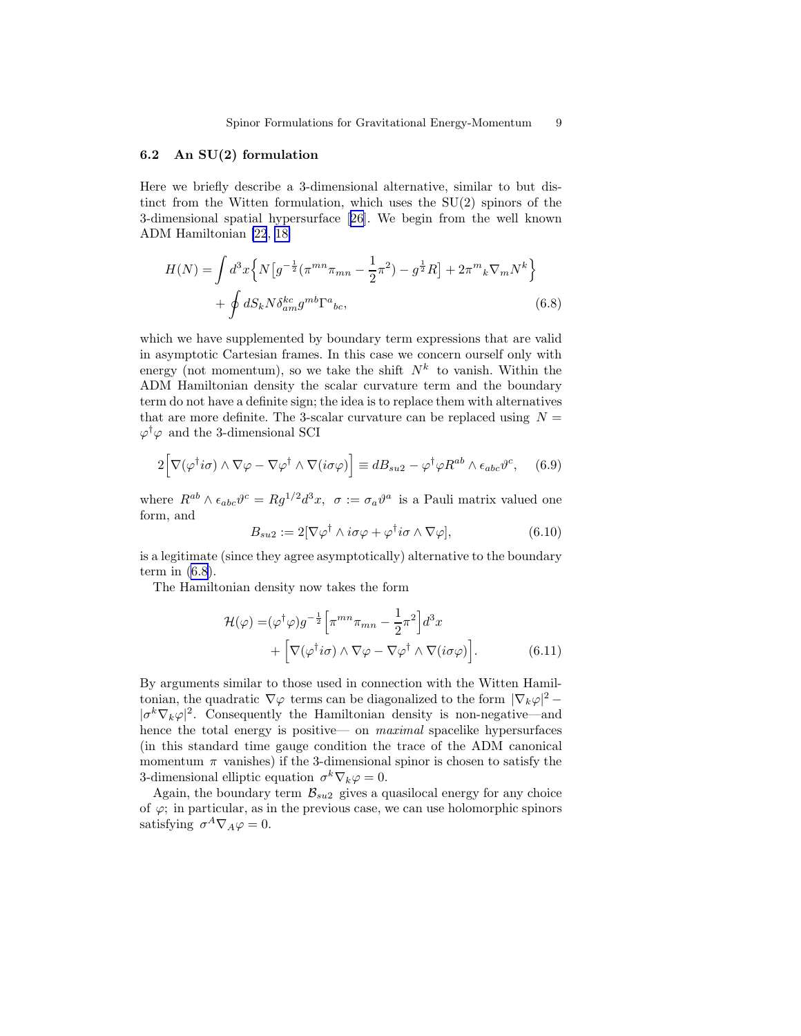### 6.2 An SU(2) formulation

Here we briefly describe a 3-dimensional alternative, similar to but distinct from the Witten formulation, which uses the SU(2) spinors of the 3-dimensional spatial hypersurface [26]. We begin from the well known ADM Hamiltonian [22, 18]

$$H(N) = \int d^3x \Big\{ N\big[g^{-\frac{1}{2}}(\pi^{mn}\pi_{mn} - \frac{1}{2}\pi^2) - g^{\frac{1}{2}}R\big] + 2\pi^m{}_k \nabla_m N^k \Big\} + \oint dS_k N \delta^{kc}_{am} g^{mb} \Gamma^a{}_{bc}, \tag{6.8}$$

which we have supplemented by boundary term expressions that are valid in asymptotic Cartesian frames. In this case we concern ourself only with energy (not momentum), so we take the shift $N^k$ to vanish. Within the ADM Hamiltonian density the scalar curvature term and the boundary term do not have a definite sign; the idea is to replace them with alternatives that are more definite. The 3-scalar curvature can be replaced using $N = \varphi^\dagger\varphi$ and the 3-dimensional SCI

$$2\Big[\nabla(\varphi^\dagger i\sigma) \wedge \nabla\varphi - \nabla\varphi^\dagger \wedge \nabla(i\sigma\varphi)\Big] \equiv dB_{su2} - \varphi^\dagger\varphi R^{ab} \wedge \epsilon_{abc}\vartheta^c, \tag{6.9}$$

where $R^{ab} \wedge \epsilon_{abc}\vartheta^c = Rg^{1/2}d^3x$, $\sigma := \sigma_a\vartheta^a$ is a Pauli matrix valued one form, and

$$B_{su2} := 2[\nabla\varphi^\dagger \wedge i\sigma\varphi + \varphi^\dagger i\sigma \wedge \nabla\varphi], \tag{6.10}$$

is a legitimate (since they agree asymptotically) alternative to the boundary term in (6.8).

The Hamiltonian density now takes the form

$$\mathcal{H}(\varphi) = (\varphi^\dagger\varphi)g^{-\frac{1}{2}}\Big[\pi^{mn}\pi_{mn} - \frac{1}{2}\pi^2\Big]d^3x + \Big[\nabla(\varphi^\dagger i\sigma) \wedge \nabla\varphi - \nabla\varphi^\dagger \wedge \nabla(i\sigma\varphi)\Big]. \tag{6.11}$$

By arguments similar to those used in connection with the Witten Hamiltonian, the quadratic $\nabla\varphi$ terms can be diagonalized to the form $|\nabla_k\varphi|^2 - |\sigma^k\nabla_k\varphi|^2$. Consequently the Hamiltonian density is non-negative—and hence the total energy is positive— on *maximal* spacelike hypersurfaces (in this standard time gauge condition the trace of the ADM canonical momentum $\pi$ vanishes) if the 3-dimensional spinor is chosen to satisfy the 3-dimensional elliptic equation $\sigma^k\nabla_k\varphi = 0$.

Again, the boundary term $\mathcal{B}_{su2}$ gives a quasilocal energy for any choice of $\varphi$; in particular, as in the previous case, we can use holomorphic spinors satisfying $\sigma^A\nabla_A\varphi = 0$.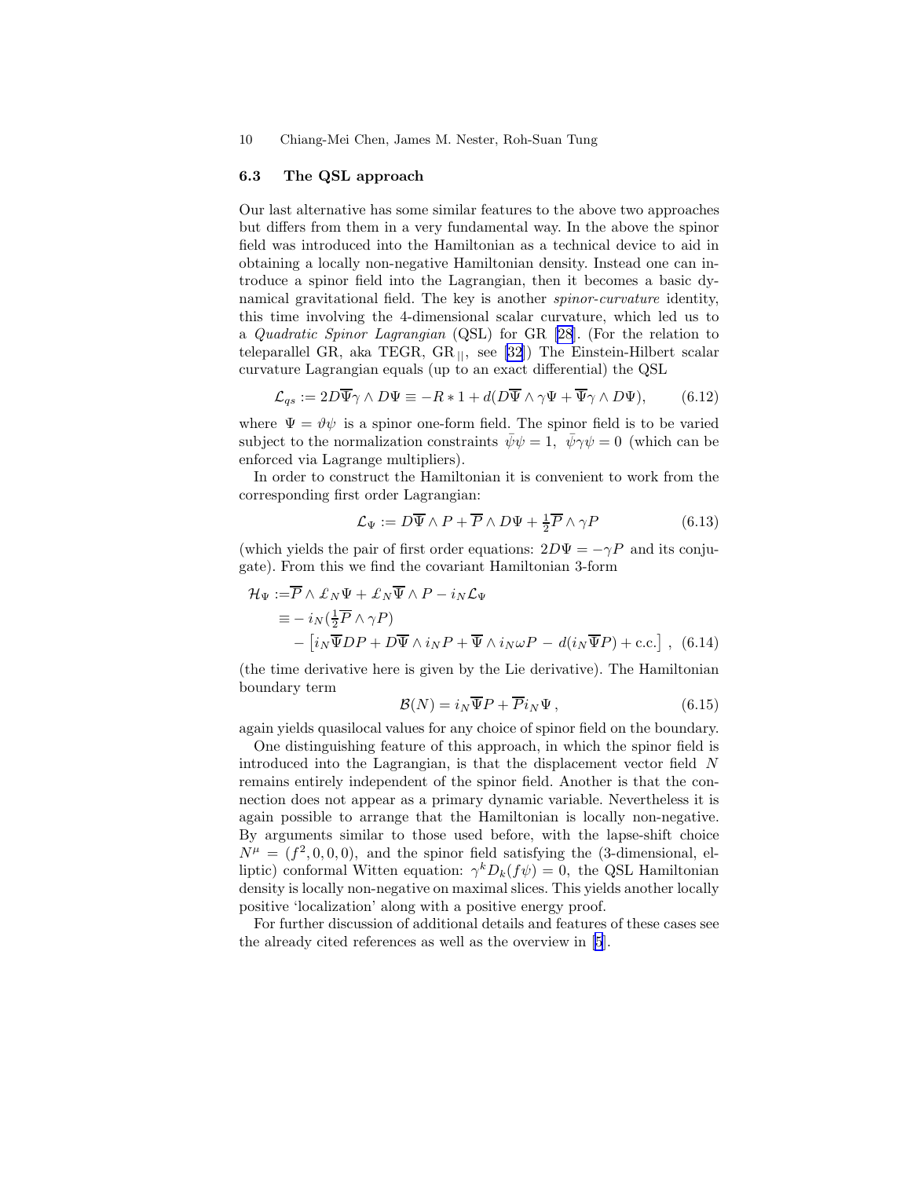### 6.3 The QSL approach

Our last alternative has some similar features to the above two approaches but differs from them in a very fundamental way. In the above the spinor field was introduced into the Hamiltonian as a technical device to aid in obtaining a locally non-negative Hamiltonian density. Instead one can introduce a spinor field into the Lagrangian, then it becomes a basic dynamical gravitational field. The key is another *spinor-curvature* identity, this time involving the 4-dimensional scalar curvature, which led us to a *Quadratic Spinor Lagrangian* (QSL) for GR [28]. (For the relation to teleparallel GR, aka TEGR, $\mathrm{GR}_{||}$, see [32]) The Einstein-Hilbert scalar curvature Lagrangian equals (up to an exact differential) the QSL

$$\mathcal{L}_{qs} := 2D\overline{\Psi}\gamma \wedge D\Psi \equiv -R * 1 + d(D\overline{\Psi} \wedge \gamma\Psi + \overline{\Psi}\gamma \wedge D\Psi), \qquad (6.12)$$

where $\Psi = \vartheta\psi$ is a spinor one-form field. The spinor field is to be varied subject to the normalization constraints $\bar{\psi}\psi = 1$, $\bar{\psi}\gamma\psi = 0$ (which can be enforced via Lagrange multipliers).

In order to construct the Hamiltonian it is convenient to work from the corresponding first order Lagrangian:

$$\mathcal{L}_\Psi := D\overline{\Psi} \wedge P + \overline{P} \wedge D\Psi + \tfrac{1}{2}\overline{P} \wedge \gamma P \qquad (6.13)$$

(which yields the pair of first order equations: $2D\Psi = -\gamma P$ and its conjugate). From this we find the covariant Hamiltonian 3-form

$$\begin{aligned}
\mathcal{H}_\Psi :=& \overline{P} \wedge \pounds_N \Psi + \pounds_N \overline{\Psi} \wedge P - i_N \mathcal{L}_\Psi \\
\equiv& - i_N(\tfrac{1}{2}\overline{P} \wedge \gamma P) \\
&- \left[ i_N \overline{\Psi} DP + D\overline{\Psi} \wedge i_N P + \overline{\Psi} \wedge i_N \omega P \,-\, d(i_N \overline{\Psi} P) + \text{c.c.} \right] , \quad (6.14)
\end{aligned}$$

(the time derivative here is given by the Lie derivative). The Hamiltonian boundary term

$$\mathcal{B}(N) = i_N \overline{\Psi} P + \overline{P} i_N \Psi \,, \qquad (6.15)$$

again yields quasilocal values for any choice of spinor field on the boundary.

One distinguishing feature of this approach, in which the spinor field is introduced into the Lagrangian, is that the displacement vector field $N$ remains entirely independent of the spinor field. Another is that the connection does not appear as a primary dynamic variable. Nevertheless it is again possible to arrange that the Hamiltonian is locally non-negative. By arguments similar to those used before, with the lapse-shift choice $N^\mu = (f^2, 0, 0, 0)$, and the spinor field satisfying the (3-dimensional, elliptic) conformal Witten equation: $\gamma^k D_k(f\psi) = 0$, the QSL Hamiltonian density is locally non-negative on maximal slices. This yields another locally positive 'localization' along with a positive energy proof.

For further discussion of additional details and features of these cases see the already cited references as well as the overview in [5].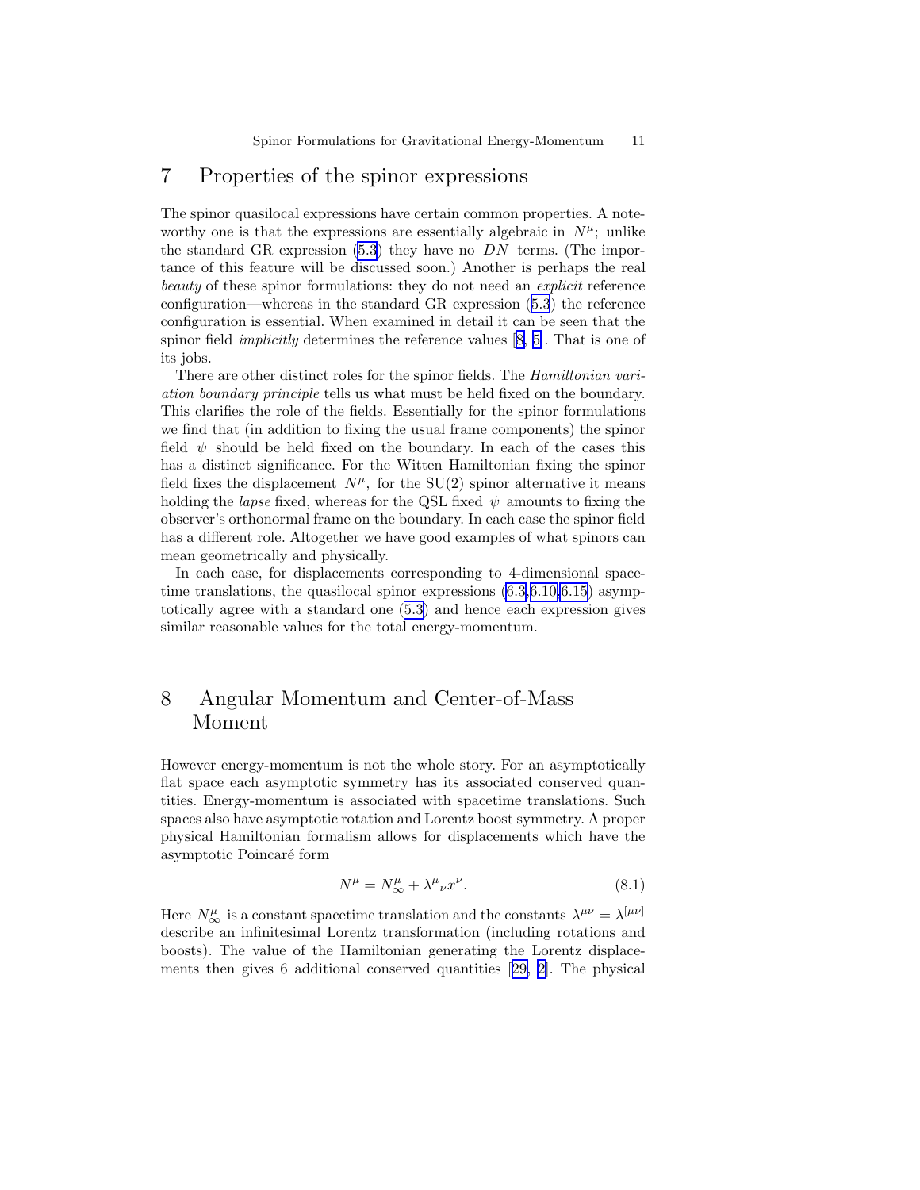## 7 Properties of the spinor expressions

The spinor quasilocal expressions have certain common properties. A noteworthy one is that the expressions are essentially algebraic in $N^\mu$; unlike the standard GR expression (5.3) they have no $DN$ terms. (The importance of this feature will be discussed soon.) Another is perhaps the real *beauty* of these spinor formulations: they do not need an *explicit* reference configuration—whereas in the standard GR expression (5.3) the reference configuration is essential. When examined in detail it can be seen that the spinor field *implicitly* determines the reference values [8, 5]. That is one of its jobs.

There are other distinct roles for the spinor fields. The *Hamiltonian variation boundary principle* tells us what must be held fixed on the boundary. This clarifies the role of the fields. Essentially for the spinor formulations we find that (in addition to fixing the usual frame components) the spinor field $\psi$ should be held fixed on the boundary. In each of the cases this has a distinct significance. For the Witten Hamiltonian fixing the spinor field fixes the displacement $N^\mu$, for the SU(2) spinor alternative it means holding the *lapse* fixed, whereas for the QSL fixed $\psi$ amounts to fixing the observer's orthonormal frame on the boundary. In each case the spinor field has a different role. Altogether we have good examples of what spinors can mean geometrically and physically.

In each case, for displacements corresponding to 4-dimensional spacetime translations, the quasilocal spinor expressions (6.3,6.10,6.15) asymptotically agree with a standard one (5.3) and hence each expression gives similar reasonable values for the total energy-momentum.

## 8 Angular Momentum and Center-of-Mass Moment

However energy-momentum is not the whole story. For an asymptotically flat space each asymptotic symmetry has its associated conserved quantities. Energy-momentum is associated with spacetime translations. Such spaces also have asymptotic rotation and Lorentz boost symmetry. A proper physical Hamiltonian formalism allows for displacements which have the asymptotic Poincaré form

$$N^\mu = N^\mu_\infty + \lambda^\mu{}_\nu x^\nu. \tag{8.1}$$

Here $N^\mu_\infty$ is a constant spacetime translation and the constants $\lambda^{\mu\nu} = \lambda^{[\mu\nu]}$ describe an infinitesimal Lorentz transformation (including rotations and boosts). The value of the Hamiltonian generating the Lorentz displacements then gives 6 additional conserved quantities [29, 2]. The physical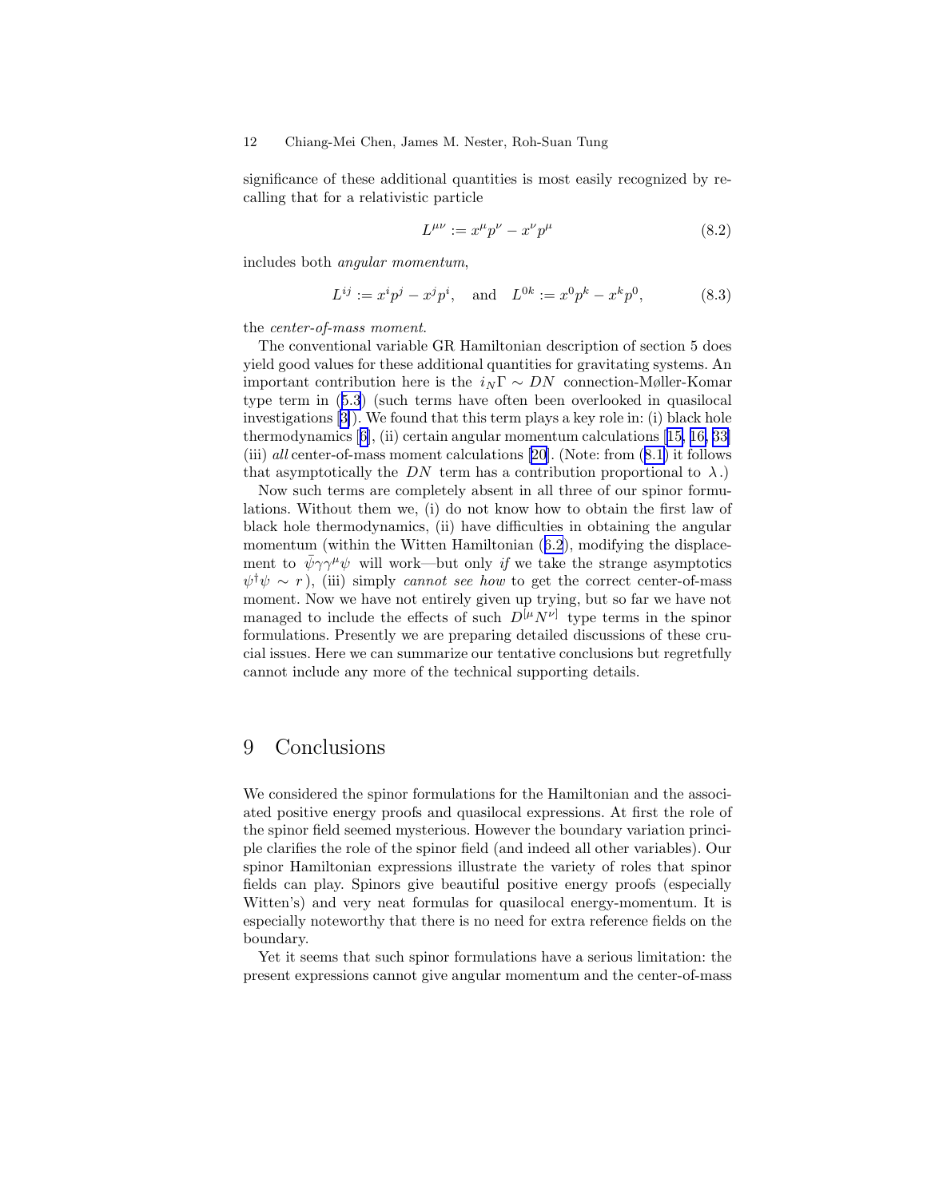significance of these additional quantities is most easily recognized by recalling that for a relativistic particle

$$L^{\mu\nu} := x^\mu p^\nu - x^\nu p^\mu \tag{8.2}$$

includes both *angular momentum*,

$$L^{ij} := x^i p^j - x^j p^i, \quad \text{and} \quad L^{0k} := x^0 p^k - x^k p^0, \tag{8.3}$$

the *center-of-mass moment*.

The conventional variable GR Hamiltonian description of section 5 does yield good values for these additional quantities for gravitating systems. An important contribution here is the $i_N\Gamma \sim DN$ connection-Møller-Komar type term in (5.3) (such terms have often been overlooked in quasilocal investigations [3]). We found that this term plays a key role in: (i) black hole thermodynamics [6], (ii) certain angular momentum calculations [15, 16, 33] (iii) *all* center-of-mass moment calculations [20]. (Note: from (8.1) it follows that asymptotically the $DN$ term has a contribution proportional to $\lambda$.)

Now such terms are completely absent in all three of our spinor formulations. Without them we, (i) do not know how to obtain the first law of black hole thermodynamics, (ii) have difficulties in obtaining the angular momentum (within the Witten Hamiltonian (6.2), modifying the displacement to $\bar\psi\gamma\gamma^\mu\psi$ will work—but only *if* we take the strange asymptotics $\psi^\dagger\psi \sim r$), (iii) simply *cannot see how* to get the correct center-of-mass moment. Now we have not entirely given up trying, but so far we have not managed to include the effects of such $D^{[\mu}N^{\nu]}$ type terms in the spinor formulations. Presently we are preparing detailed discussions of these crucial issues. Here we can summarize our tentative conclusions but regretfully cannot include any more of the technical supporting details.

## 9 Conclusions

We considered the spinor formulations for the Hamiltonian and the associated positive energy proofs and quasilocal expressions. At first the role of the spinor field seemed mysterious. However the boundary variation principle clarifies the role of the spinor field (and indeed all other variables). Our spinor Hamiltonian expressions illustrate the variety of roles that spinor fields can play. Spinors give beautiful positive energy proofs (especially Witten's) and very neat formulas for quasilocal energy-momentum. It is especially noteworthy that there is no need for extra reference fields on the boundary.

Yet it seems that such spinor formulations have a serious limitation: the present expressions cannot give angular momentum and the center-of-mass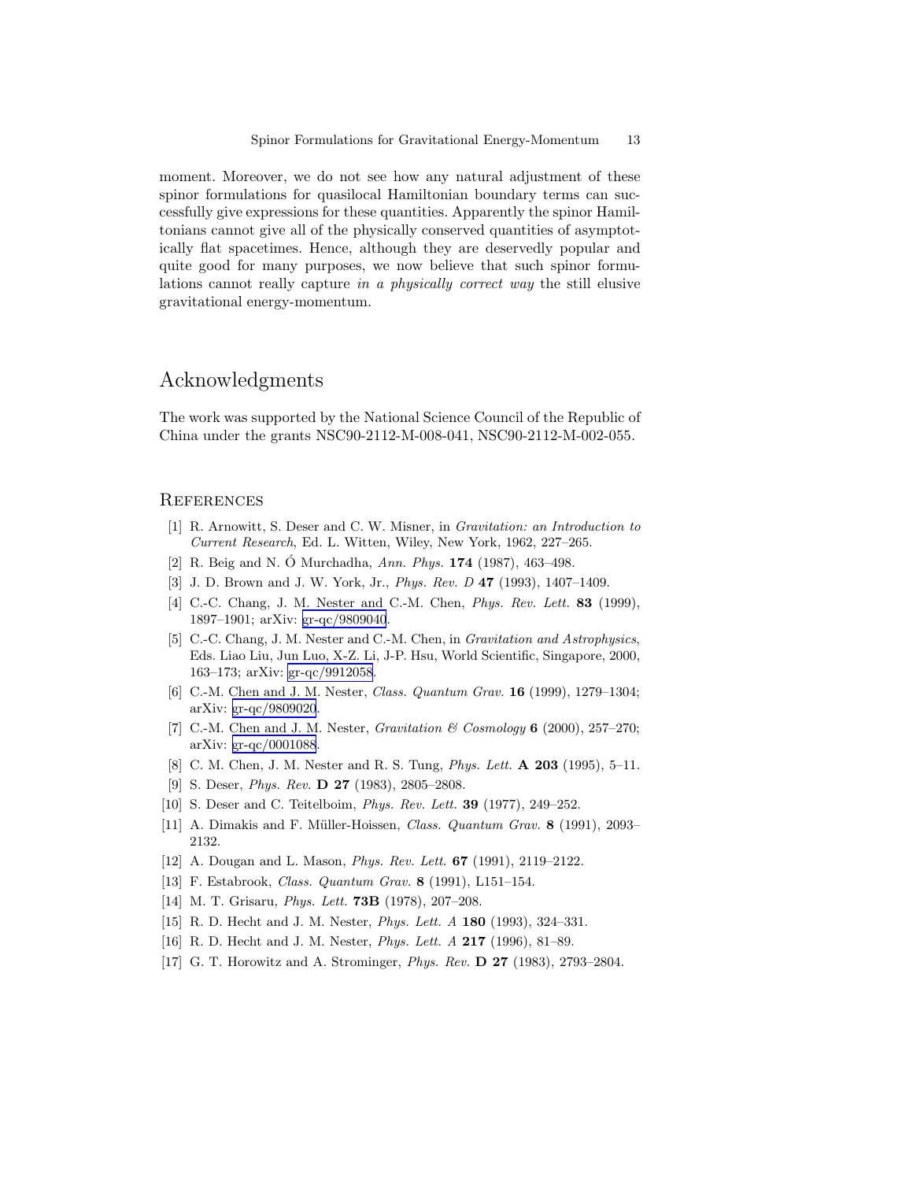moment. Moreover, we do not see how any natural adjustment of these spinor formulations for quasilocal Hamiltonian boundary terms can successfully give expressions for these quantities. Apparently the spinor Hamiltonians cannot give all of the physically conserved quantities of asymptotically flat spacetimes. Hence, although they are deservedly popular and quite good for many purposes, we now believe that such spinor formulations cannot really capture *in a physically correct way* the still elusive gravitational energy-momentum.

## Acknowledgments

The work was supported by the National Science Council of the Republic of China under the grants NSC90-2112-M-008-041, NSC90-2112-M-002-055.

## References

[1] R. Arnowitt, S. Deser and C. W. Misner, in *Gravitation: an Introduction to Current Research*, Ed. L. Witten, Wiley, New York, 1962, 227–265.

[2] R. Beig and N. Ó Murchadha, *Ann. Phys.* **174** (1987), 463–498.

[3] J. D. Brown and J. W. York, Jr., *Phys. Rev. D* **47** (1993), 1407–1409.

[4] C.-C. Chang, J. M. Nester and C.-M. Chen, *Phys. Rev. Lett.* **83** (1999), 1897–1901; arXiv: gr-qc/9809040.

[5] C.-C. Chang, J. M. Nester and C.-M. Chen, in *Gravitation and Astrophysics*, Eds. Liao Liu, Jun Luo, X-Z. Li, J-P. Hsu, World Scientific, Singapore, 2000, 163–173; arXiv: gr-qc/9912058.

[6] C.-M. Chen and J. M. Nester, *Class. Quantum Grav.* **16** (1999), 1279–1304; arXiv: gr-qc/9809020.

[7] C.-M. Chen and J. M. Nester, *Gravitation & Cosmology* **6** (2000), 257–270; arXiv: gr-qc/0001088.

[8] C. M. Chen, J. M. Nester and R. S. Tung, *Phys. Lett.* **A 203** (1995), 5–11.

[9] S. Deser, *Phys. Rev.* **D 27** (1983), 2805–2808.

[10] S. Deser and C. Teitelboim, *Phys. Rev. Lett.* **39** (1977), 249–252.

[11] A. Dimakis and F. Müller-Hoissen, *Class. Quantum Grav.* **8** (1991), 2093–2132.

[12] A. Dougan and L. Mason, *Phys. Rev. Lett.* **67** (1991), 2119–2122.

[13] F. Estabrook, *Class. Quantum Grav.* **8** (1991), L151–154.

[14] M. T. Grisaru, *Phys. Lett.* **73B** (1978), 207–208.

[15] R. D. Hecht and J. M. Nester, *Phys. Lett. A* **180** (1993), 324–331.

[16] R. D. Hecht and J. M. Nester, *Phys. Lett. A* **217** (1996), 81–89.

[17] G. T. Horowitz and A. Strominger, *Phys. Rev.* **D 27** (1983), 2793–2804.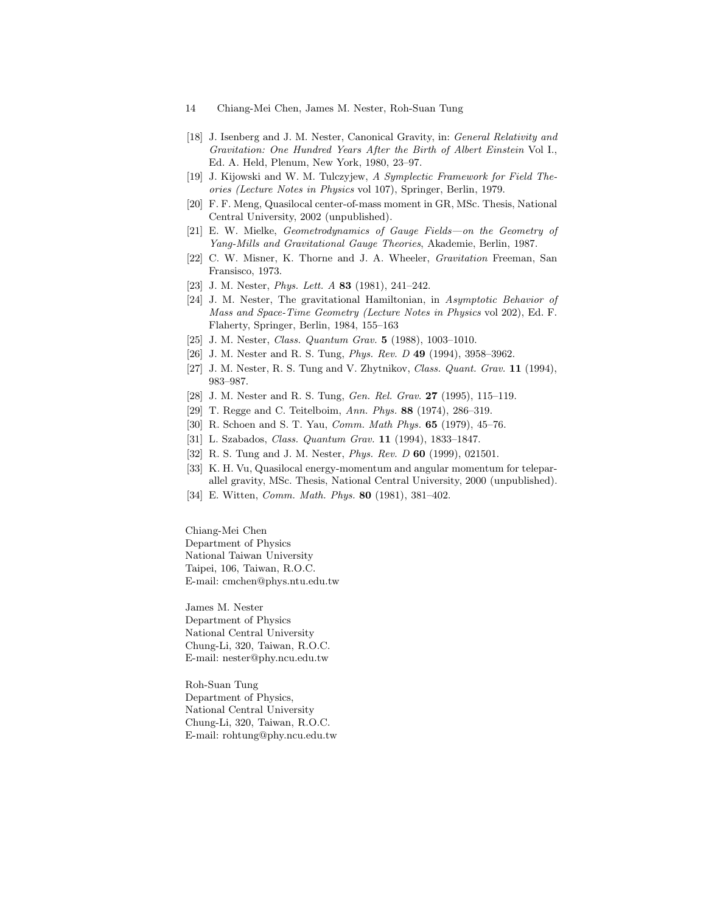[18] J. Isenberg and J. M. Nester, Canonical Gravity, in: *General Relativity and Gravitation: One Hundred Years After the Birth of Albert Einstein* Vol I., Ed. A. Held, Plenum, New York, 1980, 23–97.

[19] J. Kijowski and W. M. Tulczyjew, *A Symplectic Framework for Field Theories (Lecture Notes in Physics* vol 107), Springer, Berlin, 1979.

[20] F. F. Meng, Quasilocal center-of-mass moment in GR, MSc. Thesis, National Central University, 2002 (unpublished).

[21] E. W. Mielke, *Geometrodynamics of Gauge Fields—on the Geometry of Yang-Mills and Gravitational Gauge Theories*, Akademie, Berlin, 1987.

[22] C. W. Misner, K. Thorne and J. A. Wheeler, *Gravitation* Freeman, San Fransisco, 1973.

[23] J. M. Nester, *Phys. Lett. A* **83** (1981), 241–242.

[24] J. M. Nester, The gravitational Hamiltonian, in *Asymptotic Behavior of Mass and Space-Time Geometry (Lecture Notes in Physics* vol 202), Ed. F. Flaherty, Springer, Berlin, 1984, 155–163

[25] J. M. Nester, *Class. Quantum Grav.* **5** (1988), 1003–1010.

[26] J. M. Nester and R. S. Tung, *Phys. Rev. D* **49** (1994), 3958–3962.

[27] J. M. Nester, R. S. Tung and V. Zhytnikov, *Class. Quant. Grav.* **11** (1994), 983–987.

[28] J. M. Nester and R. S. Tung, *Gen. Rel. Grav.* **27** (1995), 115–119.

[29] T. Regge and C. Teitelboim, *Ann. Phys.* **88** (1974), 286–319.

[30] R. Schoen and S. T. Yau, *Comm. Math Phys.* **65** (1979), 45–76.

[31] L. Szabados, *Class. Quantum Grav.* **11** (1994), 1833–1847.

[32] R. S. Tung and J. M. Nester, *Phys. Rev. D* **60** (1999), 021501.

[33] K. H. Vu, Quasilocal energy-momentum and angular momentum for teleparallel gravity, MSc. Thesis, National Central University, 2000 (unpublished).

[34] E. Witten, *Comm. Math. Phys.* **80** (1981), 381–402.

Chiang-Mei Chen
Department of Physics
National Taiwan University
Taipei, 106, Taiwan, R.O.C.
E-mail: cmchen@phys.ntu.edu.tw

James M. Nester
Department of Physics
National Central University
Chung-Li, 320, Taiwan, R.O.C.
E-mail: nester@phy.ncu.edu.tw

Roh-Suan Tung
Department of Physics,
National Central University
Chung-Li, 320, Taiwan, R.O.C.
E-mail: rohtung@phy.ncu.edu.tw